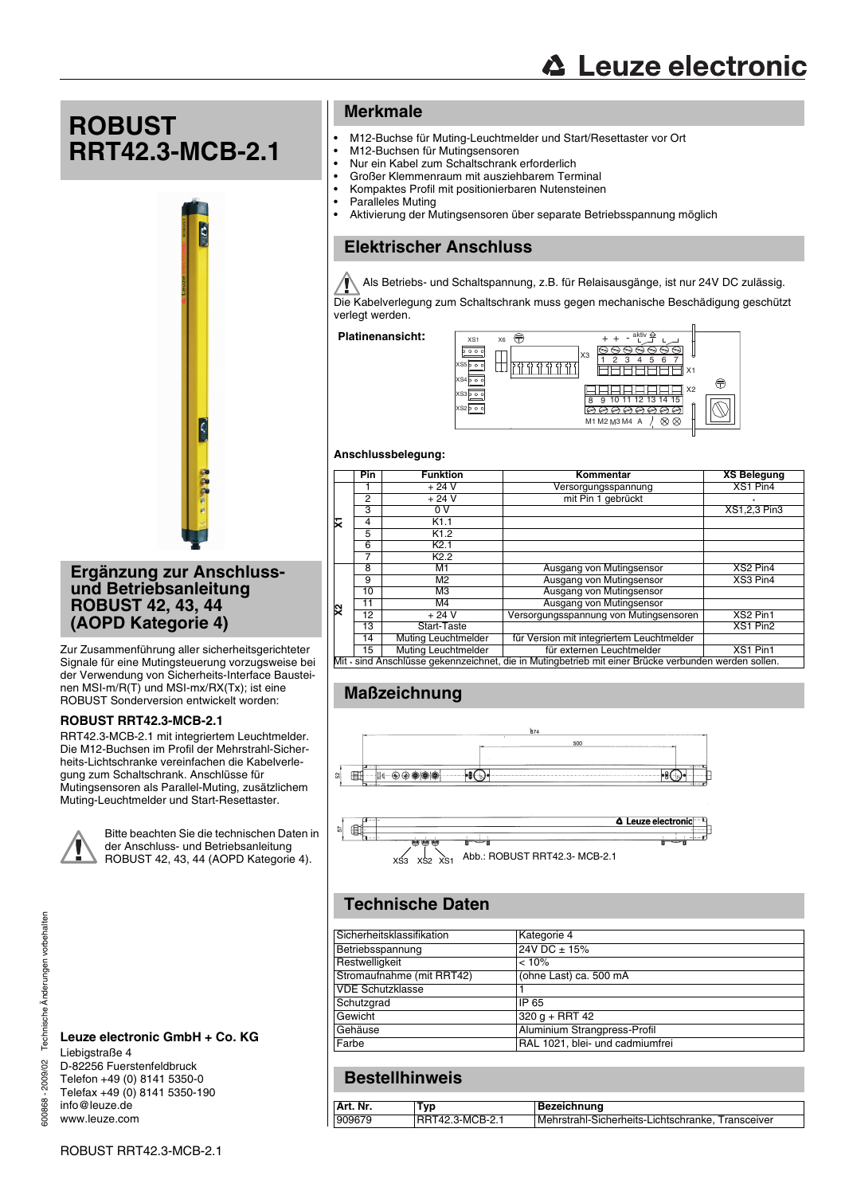# ROBUST RRT42.3-MCB-2.1

## Ergänzung zur Anschluss- und Betriebsanleitung ROBUST 42, 43, 44 (AOPD Kategorie 4)

Zur Zusammenführung aller sicherheitsgerichteter Signale für eine Mutingsteuerung vorzugsweise bei der Verwendung von Sicherheits-Interface Bausteinen MSI-m/R(T) und MSI-mx/RX(Tx); ist eine ROBUST Sonderversion entwickelt worden:

### ROBUST RRT42.3-MCB-2.1

RRT42.3-MCB-2.1 mit integriertem Leuchtmelder. Die M12-Buchsen im Profil der Mehrstrahl-Sicherheits-Lichtschranke vereinfachen die Kabelverlegung zum Schaltschrank. Anschlüsse für Mutingsensoren als Parallel-Muting, zusätzlichem Muting-Leuchtmelder und Start-Resettaster.

Bitte beachten Sie die technischen Daten in der Anschluss- und Betriebsanleitung ROBUST 42, 43, 44 (AOPD Kategorie 4).

**Leuze electronic GmbH + Co. KG**
Liebigstraße 4
D-82256 Fuerstenfeldbruck
Telefon +49 (0) 8141 5350-0
Telefax +49 (0) 8141 5350-190
info@leuze.de
www.leuze.com

## Merkmale

- M12-Buchse für Muting-Leuchtmelder und Start/Resettaster vor Ort
- M12-Buchsen für Mutingsensoren
- Nur ein Kabel zum Schaltschrank erforderlich
- Großer Klemmenraum mit ausziehbarem Terminal
- Kompaktes Profil mit positionierbaren Nutensteinen
- Paralleles Muting
- Aktivierung der Mutingsensoren über separate Betriebsspannung möglich

## Elektrischer Anschluss

Als Betriebs- und Schaltspannung, z.B. für Relaisausgänge, ist nur 24V DC zulässig.

Die Kabelverlegung zum Schaltschrank muss gegen mechanische Beschädigung geschützt verlegt werden.

**Platinenansicht:**

**Anschlussbelegung:**

| | Pin | Funktion | Kommentar | XS Belegung |
|---|---|---|---|---|
| X1 | 1 | + 24 V | Versorgungsspannung | XS1 Pin4 |
| | 2 | + 24 V | mit Pin 1 gebrückt | • |
| | 3 | 0 V | | XS1,2,3 Pin3 |
| | 4 | K1.1 | | |
| | 5 | K1.2 | | |
| | 6 | K2.1 | | |
| | 7 | K2.2 | | |
| X2 | 8 | M1 | Ausgang von Mutingsensor | XS2 Pin4 |
| | 9 | M2 | Ausgang von Mutingsensor | XS3 Pin4 |
| | 10 | M3 | Ausgang von Mutingsensor | |
| | 11 | M4 | Ausgang von Mutingsensor | |
| | 12 | + 24 V | Versorgungsspannung von Mutingsensoren | XS2 Pin1 |
| | 13 | Start-Taste | | XS1 Pin2 |
| | 14 | Muting Leuchtmelder | für Version mit integriertem Leuchtmelder | |
| | 15 | Muting Leuchtmelder | für externen Leuchtmelder | XS1 Pin1 |

Mit • sind Anschlüsse gekennzeichnet, die in Mutingbetrieb mit einer Brücke verbunden werden sollen.

## Maßzeichnung

Abb.: ROBUST RRT42.3- MCB-2.1

## Technische Daten

| | |
|---|---|
| Sicherheitsklassifikation | Kategorie 4 |
| Betriebsspannung | 24V DC ± 15% |
| Restwelligkeit | < 10% |
| Stromaufnahme (mit RRT42) | (ohne Last) ca. 500 mA |
| VDE Schutzklasse | 1 |
| Schutzgrad | IP 65 |
| Gewicht | 320 g + RRT 42 |
| Gehäuse | Aluminium Strangpress-Profil |
| Farbe | RAL 1021, blei- und cadmiumfrei |

## Bestellhinweis

| Art. Nr. | Typ | Bezeichnung |
|---|---|---|
| 909679 | RRT42.3-MCB-2.1 | Mehrstrahl-Sicherheits-Lichtschranke, Transceiver |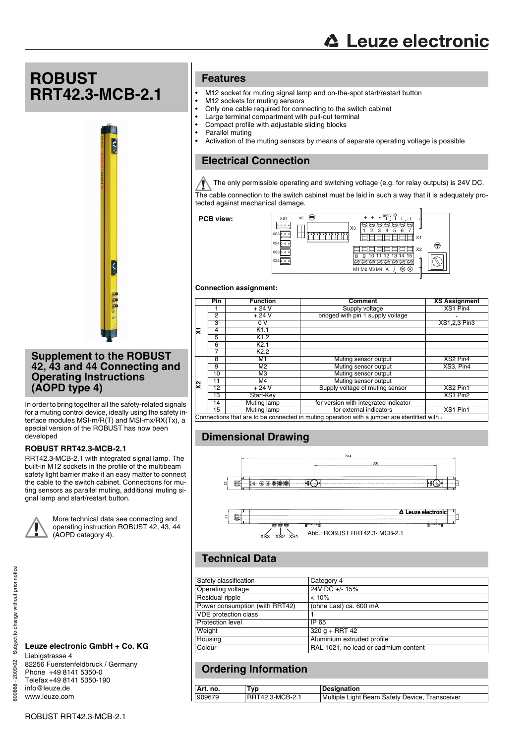# ROBUST RRT42.3-MCB-2.1

## Supplement to the ROBUST 42, 43 and 44 Connecting and Operating Instructions (AOPD type 4)

In order to bring together all the safety-related signals for a muting control device, ideally using the safety interface modules MSI-m/R(T) and MSI-mx/RX(Tx), a special version of the ROBUST has now been developed

### ROBUST RRT42.3-MCB-2.1

RRT42.3-MCB-2.1 with integrated signal lamp. The built-in M12 sockets in the profile of the multibeam safety light barrier make it an easy matter to connect the cable to the switch cabinet. Connections for muting sensors as parallel muting, additional muting signal lamp and start/restart button.

More technical data see connecting and operating instruction ROBUST 42, 43, 44 (AOPD category 4).

## Features

- M12 socket for muting signal lamp and on-the-spot start/restart button
- M12 sockets for muting sensors
- Only one cable required for connecting to the switch cabinet
- Large terminal compartment with pull-out terminal
- Compact profile with adjustable sliding blocks
- Parallel muting
- Activation of the muting sensors by means of separate operating voltage is possible

## Electrical Connection

The only permissible operating and switching voltage (e.g. for relay outputs) is 24V DC.

The cable connection to the switch cabinet must be laid in such a way that it is adequately protected against mechanical damage.

**PCB view:**

XS1 X6 XS5 XS4 XS3 XS2 X3 + + - aktiv 1 2 3 4 5 6 7 X1 X2 8 9 10 11 12 13 14 15 M1 M2 M3 M4 A

**Connection assignment:**

| | Pin | Function | Comment | XS Assignment |
|---|---|---|---|---|
| X1 | 1 | + 24 V | Supply voltage | XS1 Pin4 |
| | 2 | + 24 V | bridged with pin 1 supply voltage | * |
| | 3 | 0 V | | XS1,2,3 Pin3 |
| | 4 | K1.1 | | |
| | 5 | K1.2 | | |
| | 6 | K2.1 | | |
| | 7 | K2.2 | | |
| X2 | 8 | M1 | Muting sensor output | XS2 Pin4 |
| | 9 | M2 | Muting sensor output | XS3, Pin4 |
| | 10 | M3 | Muting sensor output | |
| | 11 | M4 | Muting sensor output | |
| | 12 | + 24 V | Supply voltage of muting sensor | XS2 Pin1 |
| | 13 | Start-Key | | XS1 Pin2 |
| | 14 | Muting lamp | for version with integrated indicator | |
| | 15 | Muting lamp | for external indicators | XS1 Pin1 |

Connections that are to be connected in muting operation with a jumper are identified with *.

## Dimensional Drawing

874
500
52
57
XS3 XS2 XS1

Abb.: ROBUST RRT42.3- MCB-2.1

## Technical Data

| | |
|---|---|
| Safety classification | Category 4 |
| Operating voltage | 24V DC +/- 15% |
| Residual ripple | < 10% |
| Power consumption (with RRT42) | (ohne Last) ca. 600 mA |
| VDE protection class | 1 |
| Protection level | IP 65 |
| Weight | 320 g + RRT 42 |
| Housing | Aluminium extruded profile |
| Colour | RAL 1021, no lead or cadmium content |

## Ordering Information

| Art. no. | Typ | Designation |
|---|---|---|
| 909679 | RRT42.3-MCB-2.1 | Multiple Light Beam Safety Device, Transceiver |

**Leuze electronic GmbH + Co. KG**
Liebigstrasse 4
82256 Fuerstenfeldbruck / Germany
Phone +49 8141 5350-0
Telefax +49 8141 5350-190
info@leuze.de
www.leuze.de

600868 - 2009/02 Subject to change without prior notice